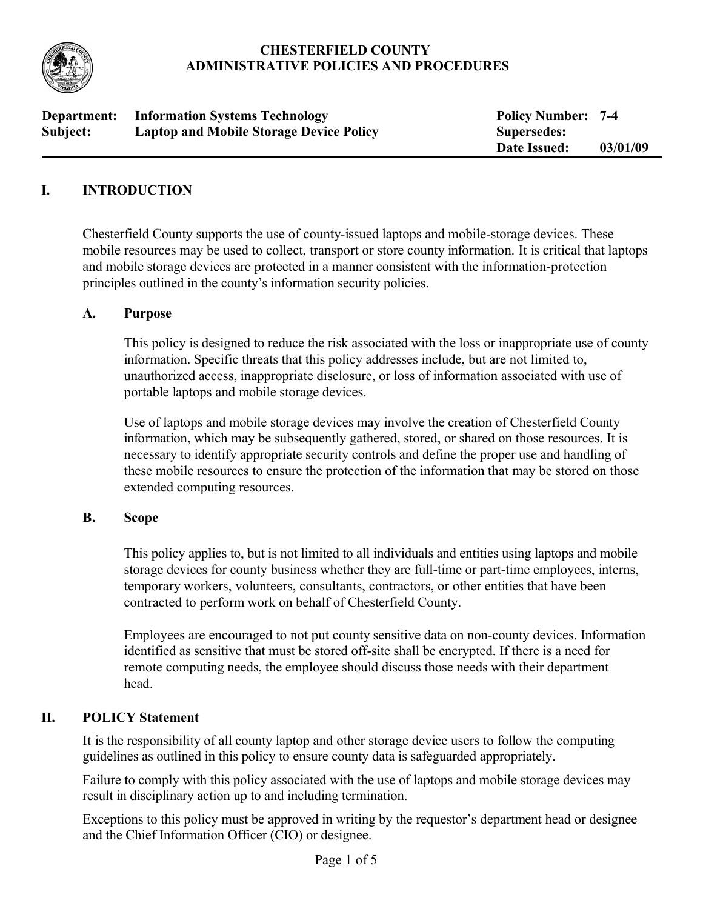**CHESTERFIELD COUNTY**
**ADMINISTRATIVE POLICIES AND PROCEDURES**

| | | | |
|---|---|---|---|
| **Department:** | **Information Systems Technology** | **Policy Number:** | **7-4** |
| **Subject:** | **Laptop and Mobile Storage Device Policy** | **Supersedes:** | |
| | | **Date Issued:** | **03/01/09** |

## I. INTRODUCTION

Chesterfield County supports the use of county-issued laptops and mobile-storage devices. These mobile resources may be used to collect, transport or store county information. It is critical that laptops and mobile storage devices are protected in a manner consistent with the information-protection principles outlined in the county's information security policies.

### A. Purpose

This policy is designed to reduce the risk associated with the loss or inappropriate use of county information. Specific threats that this policy addresses include, but are not limited to, unauthorized access, inappropriate disclosure, or loss of information associated with use of portable laptops and mobile storage devices.

Use of laptops and mobile storage devices may involve the creation of Chesterfield County information, which may be subsequently gathered, stored, or shared on those resources. It is necessary to identify appropriate security controls and define the proper use and handling of these mobile resources to ensure the protection of the information that may be stored on those extended computing resources.

### B. Scope

This policy applies to, but is not limited to all individuals and entities using laptops and mobile storage devices for county business whether they are full-time or part-time employees, interns, temporary workers, volunteers, consultants, contractors, or other entities that have been contracted to perform work on behalf of Chesterfield County.

Employees are encouraged to not put county sensitive data on non-county devices. Information identified as sensitive that must be stored off-site shall be encrypted. If there is a need for remote computing needs, the employee should discuss those needs with their department head.

## II. POLICY Statement

It is the responsibility of all county laptop and other storage device users to follow the computing guidelines as outlined in this policy to ensure county data is safeguarded appropriately.

Failure to comply with this policy associated with the use of laptops and mobile storage devices may result in disciplinary action up to and including termination.

Exceptions to this policy must be approved in writing by the requestor's department head or designee and the Chief Information Officer (CIO) or designee.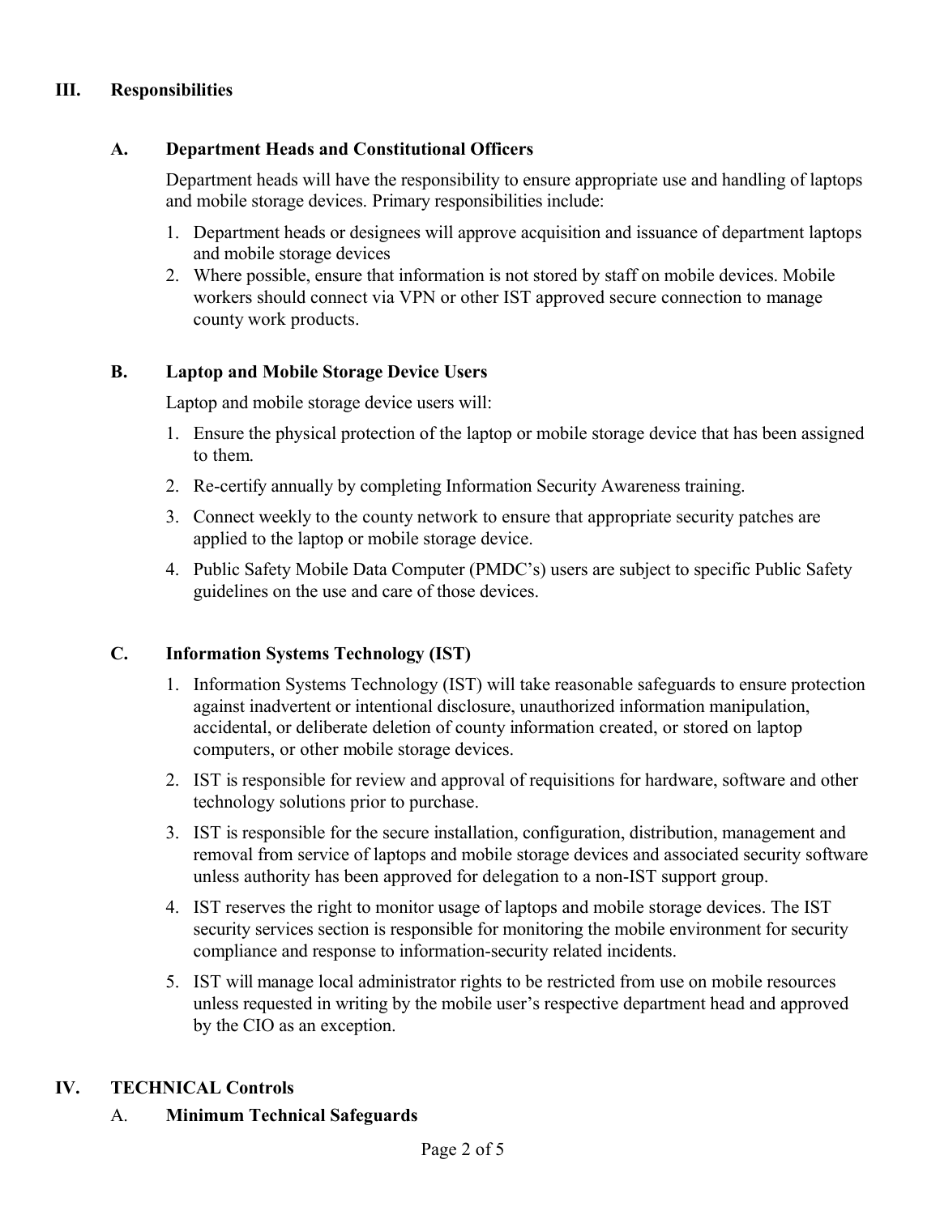## III. Responsibilities

### A. Department Heads and Constitutional Officers

Department heads will have the responsibility to ensure appropriate use and handling of laptops and mobile storage devices. Primary responsibilities include:

1. Department heads or designees will approve acquisition and issuance of department laptops and mobile storage devices
2. Where possible, ensure that information is not stored by staff on mobile devices. Mobile workers should connect via VPN or other IST approved secure connection to manage county work products.

### B. Laptop and Mobile Storage Device Users

Laptop and mobile storage device users will:

1. Ensure the physical protection of the laptop or mobile storage device that has been assigned to them.
2. Re-certify annually by completing Information Security Awareness training.
3. Connect weekly to the county network to ensure that appropriate security patches are applied to the laptop or mobile storage device.
4. Public Safety Mobile Data Computer (PMDC's) users are subject to specific Public Safety guidelines on the use and care of those devices.

### C. Information Systems Technology (IST)

1. Information Systems Technology (IST) will take reasonable safeguards to ensure protection against inadvertent or intentional disclosure, unauthorized information manipulation, accidental, or deliberate deletion of county information created, or stored on laptop computers, or other mobile storage devices.
2. IST is responsible for review and approval of requisitions for hardware, software and other technology solutions prior to purchase.
3. IST is responsible for the secure installation, configuration, distribution, management and removal from service of laptops and mobile storage devices and associated security software unless authority has been approved for delegation to a non-IST support group.
4. IST reserves the right to monitor usage of laptops and mobile storage devices. The IST security services section is responsible for monitoring the mobile environment for security compliance and response to information-security related incidents.
5. IST will manage local administrator rights to be restricted from use on mobile resources unless requested in writing by the mobile user's respective department head and approved by the CIO as an exception.

## IV. TECHNICAL Controls

### A. Minimum Technical Safeguards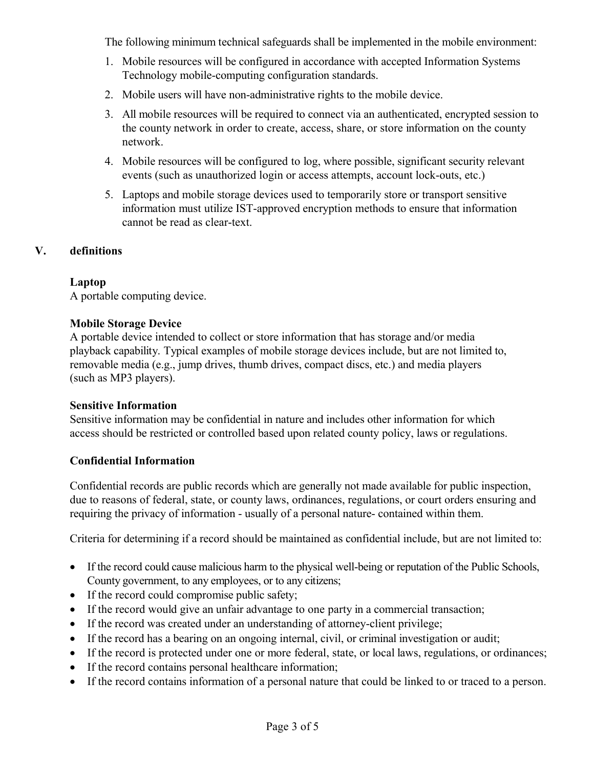The following minimum technical safeguards shall be implemented in the mobile environment:

1. Mobile resources will be configured in accordance with accepted Information Systems Technology mobile-computing configuration standards.
2. Mobile users will have non-administrative rights to the mobile device.
3. All mobile resources will be required to connect via an authenticated, encrypted session to the county network in order to create, access, share, or store information on the county network.
4. Mobile resources will be configured to log, where possible, significant security relevant events (such as unauthorized login or access attempts, account lock-outs, etc.)
5. Laptops and mobile storage devices used to temporarily store or transport sensitive information must utilize IST-approved encryption methods to ensure that information cannot be read as clear-text.

## V. definitions

**Laptop**
A portable computing device.

**Mobile Storage Device**
A portable device intended to collect or store information that has storage and/or media playback capability. Typical examples of mobile storage devices include, but are not limited to, removable media (e.g., jump drives, thumb drives, compact discs, etc.) and media players (such as MP3 players).

**Sensitive Information**
Sensitive information may be confidential in nature and includes other information for which access should be restricted or controlled based upon related county policy, laws or regulations.

**Confidential Information**

Confidential records are public records which are generally not made available for public inspection, due to reasons of federal, state, or county laws, ordinances, regulations, or court orders ensuring and requiring the privacy of information - usually of a personal nature- contained within them.

Criteria for determining if a record should be maintained as confidential include, but are not limited to:

- If the record could cause malicious harm to the physical well-being or reputation of the Public Schools, County government, to any employees, or to any citizens;
- If the record could compromise public safety;
- If the record would give an unfair advantage to one party in a commercial transaction;
- If the record was created under an understanding of attorney-client privilege;
- If the record has a bearing on an ongoing internal, civil, or criminal investigation or audit;
- If the record is protected under one or more federal, state, or local laws, regulations, or ordinances;
- If the record contains personal healthcare information;
- If the record contains information of a personal nature that could be linked to or traced to a person.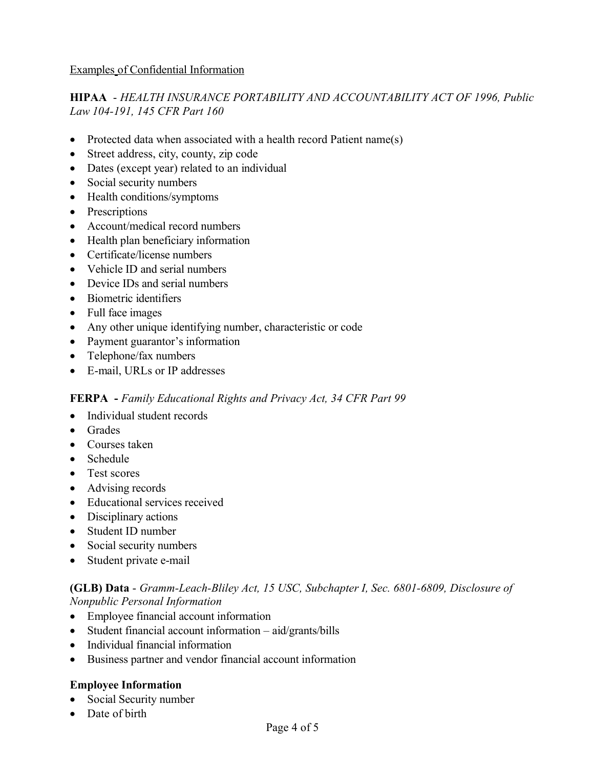Examples of Confidential Information

**HIPAA** - *HEALTH INSURANCE PORTABILITY AND ACCOUNTABILITY ACT OF 1996, Public Law 104-191, 145 CFR Part 160*

- Protected data when associated with a health record Patient name(s)
- Street address, city, county, zip code
- Dates (except year) related to an individual
- Social security numbers
- Health conditions/symptoms
- Prescriptions
- Account/medical record numbers
- Health plan beneficiary information
- Certificate/license numbers
- Vehicle ID and serial numbers
- Device IDs and serial numbers
- Biometric identifiers
- Full face images
- Any other unique identifying number, characteristic or code
- Payment guarantor's information
- Telephone/fax numbers
- E-mail, URLs or IP addresses

**FERPA -** *Family Educational Rights and Privacy Act, 34 CFR Part 99*

- Individual student records
- Grades
- Courses taken
- Schedule
- Test scores
- Advising records
- Educational services received
- Disciplinary actions
- Student ID number
- Social security numbers
- Student private e-mail

**(GLB) Data** - *Gramm-Leach-Bliley Act, 15 USC, Subchapter I, Sec. 6801-6809, Disclosure of Nonpublic Personal Information*

- Employee financial account information
- Student financial account information – aid/grants/bills
- Individual financial information
- Business partner and vendor financial account information

**Employee Information**

- Social Security number
- Date of birth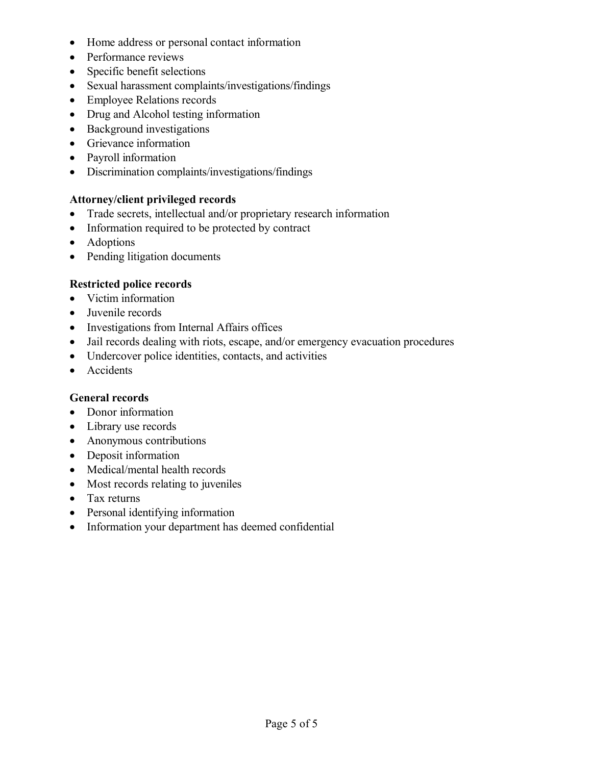- Home address or personal contact information
- Performance reviews
- Specific benefit selections
- Sexual harassment complaints/investigations/findings
- Employee Relations records
- Drug and Alcohol testing information
- Background investigations
- Grievance information
- Payroll information
- Discrimination complaints/investigations/findings

**Attorney/client privileged records**
- Trade secrets, intellectual and/or proprietary research information
- Information required to be protected by contract
- Adoptions
- Pending litigation documents

**Restricted police records**
- Victim information
- Juvenile records
- Investigations from Internal Affairs offices
- Jail records dealing with riots, escape, and/or emergency evacuation procedures
- Undercover police identities, contacts, and activities
- Accidents

**General records**
- Donor information
- Library use records
- Anonymous contributions
- Deposit information
- Medical/mental health records
- Most records relating to juveniles
- Tax returns
- Personal identifying information
- Information your department has deemed confidential